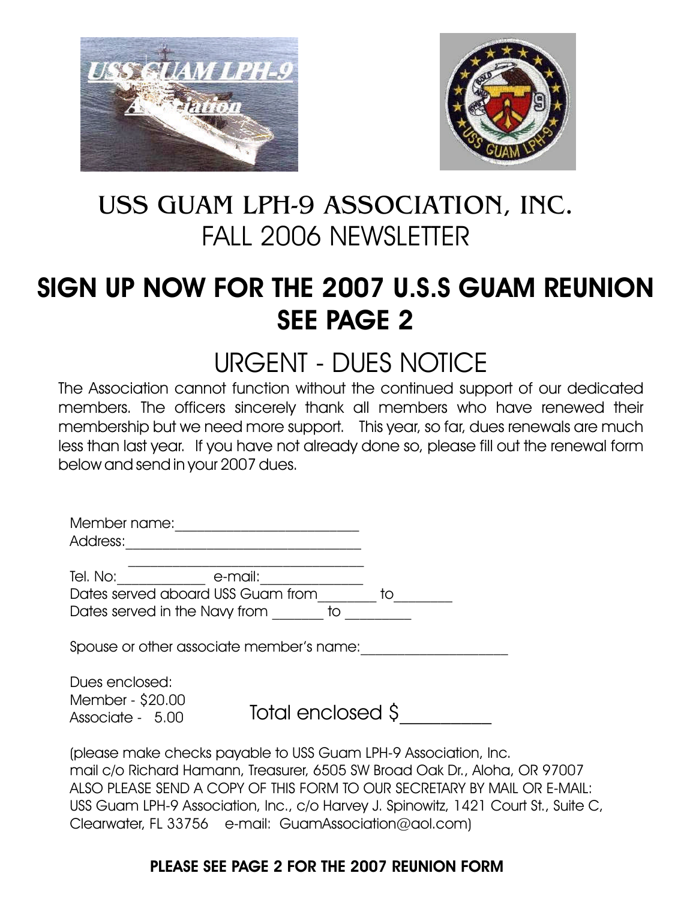# USS GUAM LPH-9 ASSOCIATION, INC.

## FALL 2006 NEWSLETTER

# SIGN UP NOW FOR THE 2007 U.S.S GUAM REUNION SEE PAGE 2

## URGENT - DUES NOTICE

The Association cannot function without the continued support of our dedicated members. The officers sincerely thank all members who have renewed their membership but we need more support. This year, so far, dues renewals are much less than last year. If you have not already done so, please fill out the renewal form below and send in your 2007 dues.

Member name:_________________________
Address:________________________________
________________________________
Tel. No:___________ e-mail:_____________
Dates served aboard USS Guam from________ to________
Dates served in the Navy from _______ to _________

Spouse or other associate member's name:____________________

Dues enclosed:
Member - $20.00
Associate - 5.00

Total enclosed $_________

(please make checks payable to USS Guam LPH-9 Association, Inc.
mail c/o Richard Hamann, Treasurer, 6505 SW Broad Oak Dr., Aloha, OR 97007
ALSO PLEASE SEND A COPY OF THIS FORM TO OUR SECRETARY BY MAIL OR E-MAIL:
USS Guam LPH-9 Association, Inc., c/o Harvey J. Spinowitz, 1421 Court St., Suite C, Clearwater, FL 33756 e-mail: GuamAssociation@aol.com)

**PLEASE SEE PAGE 2 FOR THE 2007 REUNION FORM**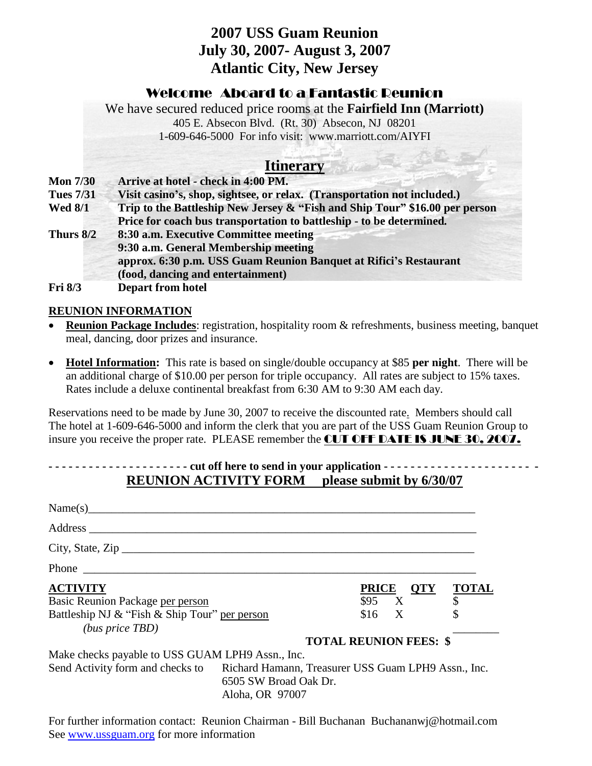# 2007 USS Guam Reunion
# July 30, 2007- August 3, 2007
# Atlantic City, New Jersey

## Welcome Aboard to a Fantastic Reunion

We have secured reduced price rooms at the **Fairfield Inn (Marriott)**
405 E. Absecon Blvd. (Rt. 30) Absecon, NJ 08201
1-609-646-5000 For info visit: www.marriott.com/AIYFI

## Itinerary

| | |
|---|---|
| **Mon 7/30** | **Arrive at hotel - check in 4:00 PM.** |
| **Tues 7/31** | **Visit casino's, shop, sightsee, or relax. (Transportation not included.)** |
| **Wed 8/1** | **Trip to the Battleship New Jersey & "Fish and Ship Tour" $16.00 per person**<br>**Price for coach bus transportation to battleship - to be determined.** |
| **Thurs 8/2** | **8:30 a.m. Executive Committee meeting**<br>**9:30 a.m. General Membership meeting**<br>**approx. 6:30 p.m. USS Guam Reunion Banquet at Rifici's Restaurant (food, dancing and entertainment)** |
| **Fri 8/3** | **Depart from hotel** |

**REUNION INFORMATION**

- **Reunion Package Includes**: registration, hospitality room & refreshments, business meeting, banquet meal, dancing, door prizes and insurance.

- **Hotel Information:** This rate is based on single/double occupancy at $85 **per night**. There will be an additional charge of $10.00 per person for triple occupancy. All rates are subject to 15% taxes. Rates include a deluxe continental breakfast from 6:30 AM to 9:30 AM each day.

Reservations need to be made by June 30, 2007 to receive the discounted rate. Members should call The hotel at 1-609-646-5000 and inform the clerk that you are part of the USS Guam Reunion Group to insure you receive the proper rate. PLEASE remember the **CUT OFF DATE IS JUNE 30, 2007.**

- - - - - - - - - - - - - - - - - - - - - **cut off here to send in your application** - - - - - - - - - - - - - - - - - - - - - - -

**REUNION ACTIVITY FORM please submit by 6/30/07**

Name(s)\_\_\_\_\_\_\_\_\_\_\_\_\_\_\_\_\_\_\_\_\_\_\_\_\_\_\_\_\_\_\_\_\_\_\_\_\_\_\_\_

Address \_\_\_\_\_\_\_\_\_\_\_\_\_\_\_\_\_\_\_\_\_\_\_\_\_\_\_\_\_\_\_\_\_\_\_\_\_\_\_\_

City, State, Zip \_\_\_\_\_\_\_\_\_\_\_\_\_\_\_\_\_\_\_\_\_\_\_\_\_\_\_\_\_\_\_\_\_\_\_\_

Phone \_\_\_\_\_\_\_\_\_\_\_\_\_\_\_\_\_\_\_\_\_\_\_\_\_\_\_\_\_\_\_\_\_\_\_\_\_\_\_\_

| ACTIVITY | PRICE | QTY | TOTAL |
|---|---|---|---|
| Basic Reunion Package per person | $95 X | | $ |
| Battleship NJ & "Fish & Ship Tour" per person *(bus price TBD)* | $16 X | | $ |
| | **TOTAL REUNION FEES:** | | **$** |

Make checks payable to USS GUAM LPH9 Assn., Inc.

Send Activity form and checks to Richard Hamann, Treasurer USS Guam LPH9 Assn., Inc.
6505 SW Broad Oak Dr.
Aloha, OR 97007

For further information contact: Reunion Chairman - Bill Buchanan Buchananwj@hotmail.com
See www.ussguam.org for more information